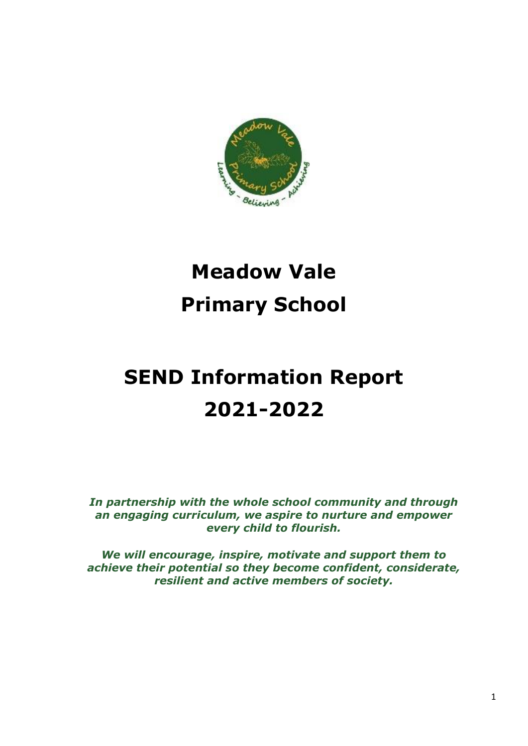# Meadow Vale
# Primary School

# SEND Information Report 2021-2022

***In partnership with the whole school community and through an engaging curriculum, we aspire to nurture and empower every child to flourish.***

***We will encourage, inspire, motivate and support them to achieve their potential so they become confident, considerate, resilient and active members of society.***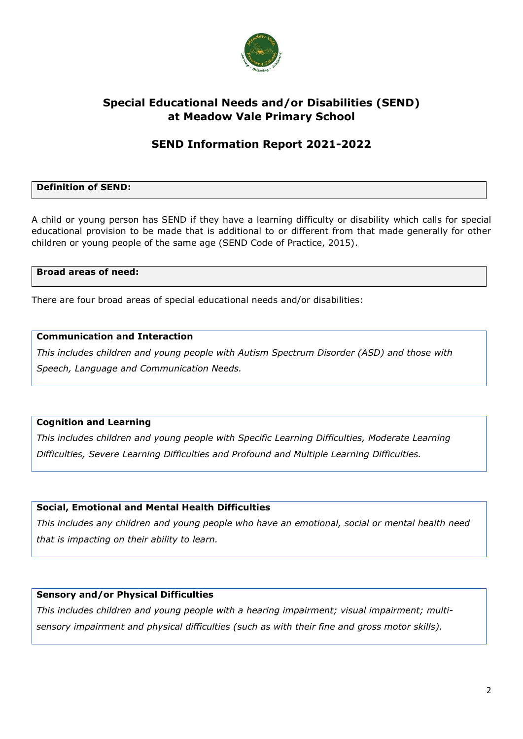# Special Educational Needs and/or Disabilities (SEND) at Meadow Vale Primary School

## SEND Information Report 2021-2022

**Definition of SEND:**

A child or young person has SEND if they have a learning difficulty or disability which calls for special educational provision to be made that is additional to or different from that made generally for other children or young people of the same age (SEND Code of Practice, 2015).

**Broad areas of need:**

There are four broad areas of special educational needs and/or disabilities:

**Communication and Interaction**

*This includes children and young people with Autism Spectrum Disorder (ASD) and those with Speech, Language and Communication Needs.*

**Cognition and Learning**

*This includes children and young people with Specific Learning Difficulties, Moderate Learning Difficulties, Severe Learning Difficulties and Profound and Multiple Learning Difficulties.*

**Social, Emotional and Mental Health Difficulties**

*This includes any children and young people who have an emotional, social or mental health need that is impacting on their ability to learn.*

**Sensory and/or Physical Difficulties**

*This includes children and young people with a hearing impairment; visual impairment; multi-sensory impairment and physical difficulties (such as with their fine and gross motor skills).*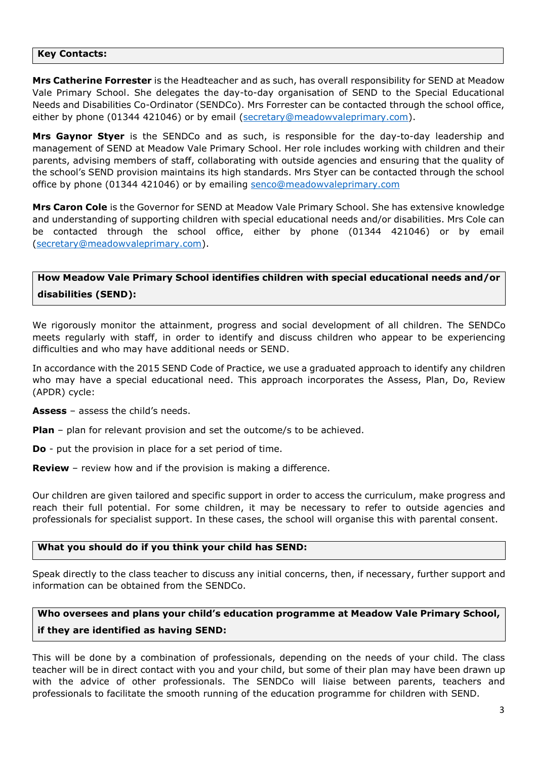## Key Contacts:

**Mrs Catherine Forrester** is the Headteacher and as such, has overall responsibility for SEND at Meadow Vale Primary School. She delegates the day-to-day organisation of SEND to the Special Educational Needs and Disabilities Co-Ordinator (SENDCo). Mrs Forrester can be contacted through the school office, either by phone (01344 421046) or by email (secretary@meadowvaleprimary.com).

**Mrs Gaynor Styer** is the SENDCo and as such, is responsible for the day-to-day leadership and management of SEND at Meadow Vale Primary School. Her role includes working with children and their parents, advising members of staff, collaborating with outside agencies and ensuring that the quality of the school's SEND provision maintains its high standards. Mrs Styer can be contacted through the school office by phone (01344 421046) or by emailing senco@meadowvaleprimary.com

**Mrs Caron Cole** is the Governor for SEND at Meadow Vale Primary School. She has extensive knowledge and understanding of supporting children with special educational needs and/or disabilities. Mrs Cole can be contacted through the school office, either by phone (01344 421046) or by email (secretary@meadowvaleprimary.com).

## How Meadow Vale Primary School identifies children with special educational needs and/or disabilities (SEND):

We rigorously monitor the attainment, progress and social development of all children. The SENDCo meets regularly with staff, in order to identify and discuss children who appear to be experiencing difficulties and who may have additional needs or SEND.

In accordance with the 2015 SEND Code of Practice, we use a graduated approach to identify any children who may have a special educational need. This approach incorporates the Assess, Plan, Do, Review (APDR) cycle:

**Assess** – assess the child's needs.

**Plan** – plan for relevant provision and set the outcome/s to be achieved.

**Do** - put the provision in place for a set period of time.

**Review** – review how and if the provision is making a difference.

Our children are given tailored and specific support in order to access the curriculum, make progress and reach their full potential. For some children, it may be necessary to refer to outside agencies and professionals for specialist support. In these cases, the school will organise this with parental consent.

## What you should do if you think your child has SEND:

Speak directly to the class teacher to discuss any initial concerns, then, if necessary, further support and information can be obtained from the SENDCo.

## Who oversees and plans your child's education programme at Meadow Vale Primary School, if they are identified as having SEND:

This will be done by a combination of professionals, depending on the needs of your child. The class teacher will be in direct contact with you and your child, but some of their plan may have been drawn up with the advice of other professionals. The SENDCo will liaise between parents, teachers and professionals to facilitate the smooth running of the education programme for children with SEND.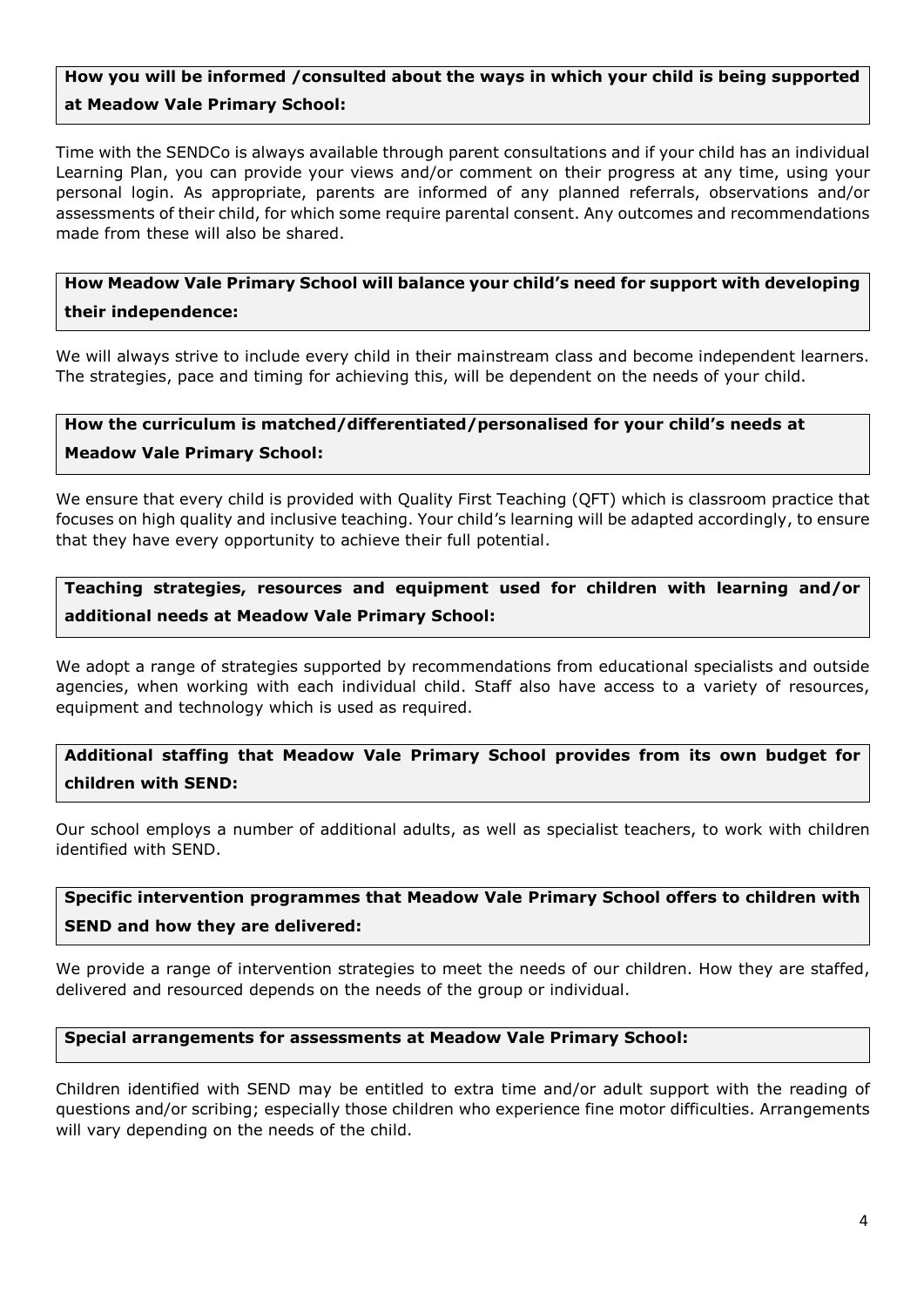**How you will be informed /consulted about the ways in which your child is being supported at Meadow Vale Primary School:**

Time with the SENDCo is always available through parent consultations and if your child has an individual Learning Plan, you can provide your views and/or comment on their progress at any time, using your personal login. As appropriate, parents are informed of any planned referrals, observations and/or assessments of their child, for which some require parental consent. Any outcomes and recommendations made from these will also be shared.

**How Meadow Vale Primary School will balance your child's need for support with developing their independence:**

We will always strive to include every child in their mainstream class and become independent learners. The strategies, pace and timing for achieving this, will be dependent on the needs of your child.

**How the curriculum is matched/differentiated/personalised for your child's needs at Meadow Vale Primary School:**

We ensure that every child is provided with Quality First Teaching (QFT) which is classroom practice that focuses on high quality and inclusive teaching. Your child's learning will be adapted accordingly, to ensure that they have every opportunity to achieve their full potential.

**Teaching strategies, resources and equipment used for children with learning and/or additional needs at Meadow Vale Primary School:**

We adopt a range of strategies supported by recommendations from educational specialists and outside agencies, when working with each individual child. Staff also have access to a variety of resources, equipment and technology which is used as required.

**Additional staffing that Meadow Vale Primary School provides from its own budget for children with SEND:**

Our school employs a number of additional adults, as well as specialist teachers, to work with children identified with SEND.

**Specific intervention programmes that Meadow Vale Primary School offers to children with SEND and how they are delivered:**

We provide a range of intervention strategies to meet the needs of our children. How they are staffed, delivered and resourced depends on the needs of the group or individual.

**Special arrangements for assessments at Meadow Vale Primary School:**

Children identified with SEND may be entitled to extra time and/or adult support with the reading of questions and/or scribing; especially those children who experience fine motor difficulties. Arrangements will vary depending on the needs of the child.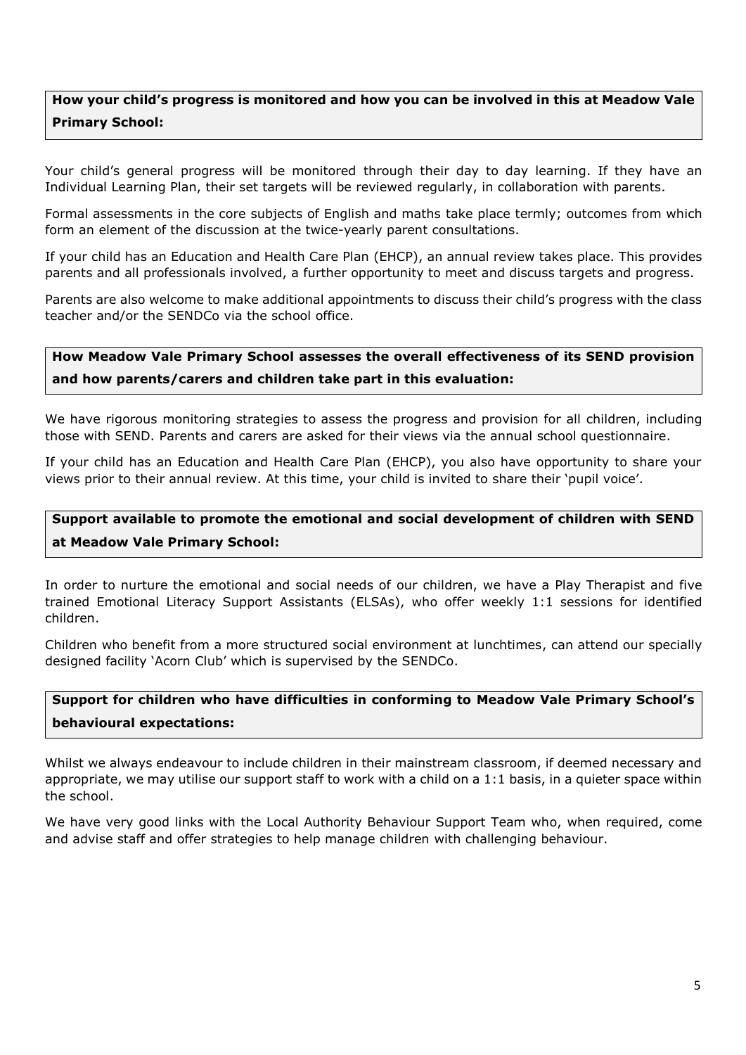**How your child's progress is monitored and how you can be involved in this at Meadow Vale Primary School:**

Your child's general progress will be monitored through their day to day learning. If they have an Individual Learning Plan, their set targets will be reviewed regularly, in collaboration with parents.

Formal assessments in the core subjects of English and maths take place termly; outcomes from which form an element of the discussion at the twice-yearly parent consultations.

If your child has an Education and Health Care Plan (EHCP), an annual review takes place. This provides parents and all professionals involved, a further opportunity to meet and discuss targets and progress.

Parents are also welcome to make additional appointments to discuss their child's progress with the class teacher and/or the SENDCo via the school office.

**How Meadow Vale Primary School assesses the overall effectiveness of its SEND provision and how parents/carers and children take part in this evaluation:**

We have rigorous monitoring strategies to assess the progress and provision for all children, including those with SEND. Parents and carers are asked for their views via the annual school questionnaire.

If your child has an Education and Health Care Plan (EHCP), you also have opportunity to share your views prior to their annual review. At this time, your child is invited to share their 'pupil voice'.

**Support available to promote the emotional and social development of children with SEND at Meadow Vale Primary School:**

In order to nurture the emotional and social needs of our children, we have a Play Therapist and five trained Emotional Literacy Support Assistants (ELSAs), who offer weekly 1:1 sessions for identified children.

Children who benefit from a more structured social environment at lunchtimes, can attend our specially designed facility 'Acorn Club' which is supervised by the SENDCo.

**Support for children who have difficulties in conforming to Meadow Vale Primary School's behavioural expectations:**

Whilst we always endeavour to include children in their mainstream classroom, if deemed necessary and appropriate, we may utilise our support staff to work with a child on a 1:1 basis, in a quieter space within the school.

We have very good links with the Local Authority Behaviour Support Team who, when required, come and advise staff and offer strategies to help manage children with challenging behaviour.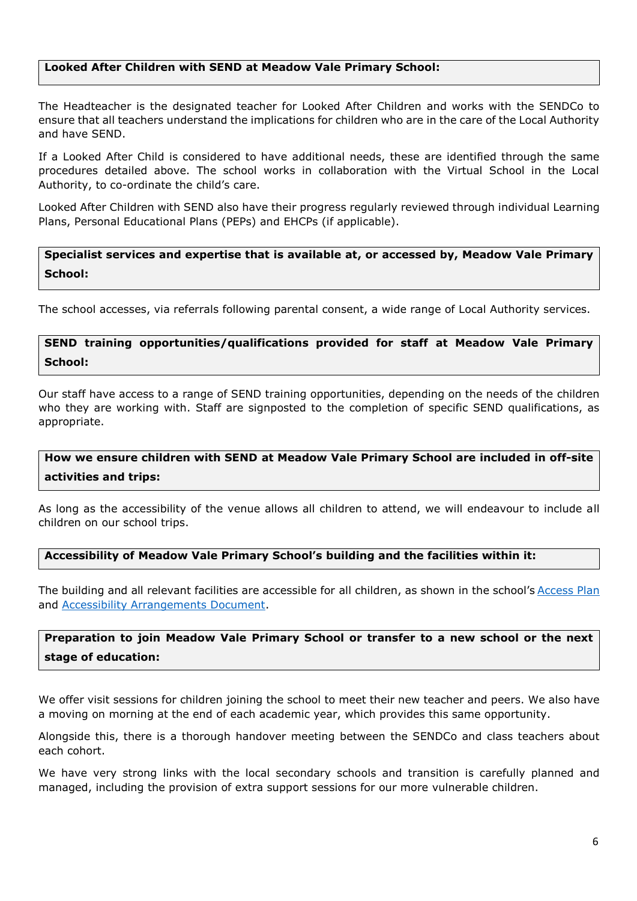## Looked After Children with SEND at Meadow Vale Primary School:

The Headteacher is the designated teacher for Looked After Children and works with the SENDCo to ensure that all teachers understand the implications for children who are in the care of the Local Authority and have SEND.

If a Looked After Child is considered to have additional needs, these are identified through the same procedures detailed above. The school works in collaboration with the Virtual School in the Local Authority, to co-ordinate the child's care.

Looked After Children with SEND also have their progress regularly reviewed through individual Learning Plans, Personal Educational Plans (PEPs) and EHCPs (if applicable).

## Specialist services and expertise that is available at, or accessed by, Meadow Vale Primary School:

The school accesses, via referrals following parental consent, a wide range of Local Authority services.

## SEND training opportunities/qualifications provided for staff at Meadow Vale Primary School:

Our staff have access to a range of SEND training opportunities, depending on the needs of the children who they are working with. Staff are signposted to the completion of specific SEND qualifications, as appropriate.

## How we ensure children with SEND at Meadow Vale Primary School are included in off-site activities and trips:

As long as the accessibility of the venue allows all children to attend, we will endeavour to include all children on our school trips.

## Accessibility of Meadow Vale Primary School's building and the facilities within it:

The building and all relevant facilities are accessible for all children, as shown in the school's Access Plan and Accessibility Arrangements Document.

## Preparation to join Meadow Vale Primary School or transfer to a new school or the next stage of education:

We offer visit sessions for children joining the school to meet their new teacher and peers. We also have a moving on morning at the end of each academic year, which provides this same opportunity.

Alongside this, there is a thorough handover meeting between the SENDCo and class teachers about each cohort.

We have very strong links with the local secondary schools and transition is carefully planned and managed, including the provision of extra support sessions for our more vulnerable children.